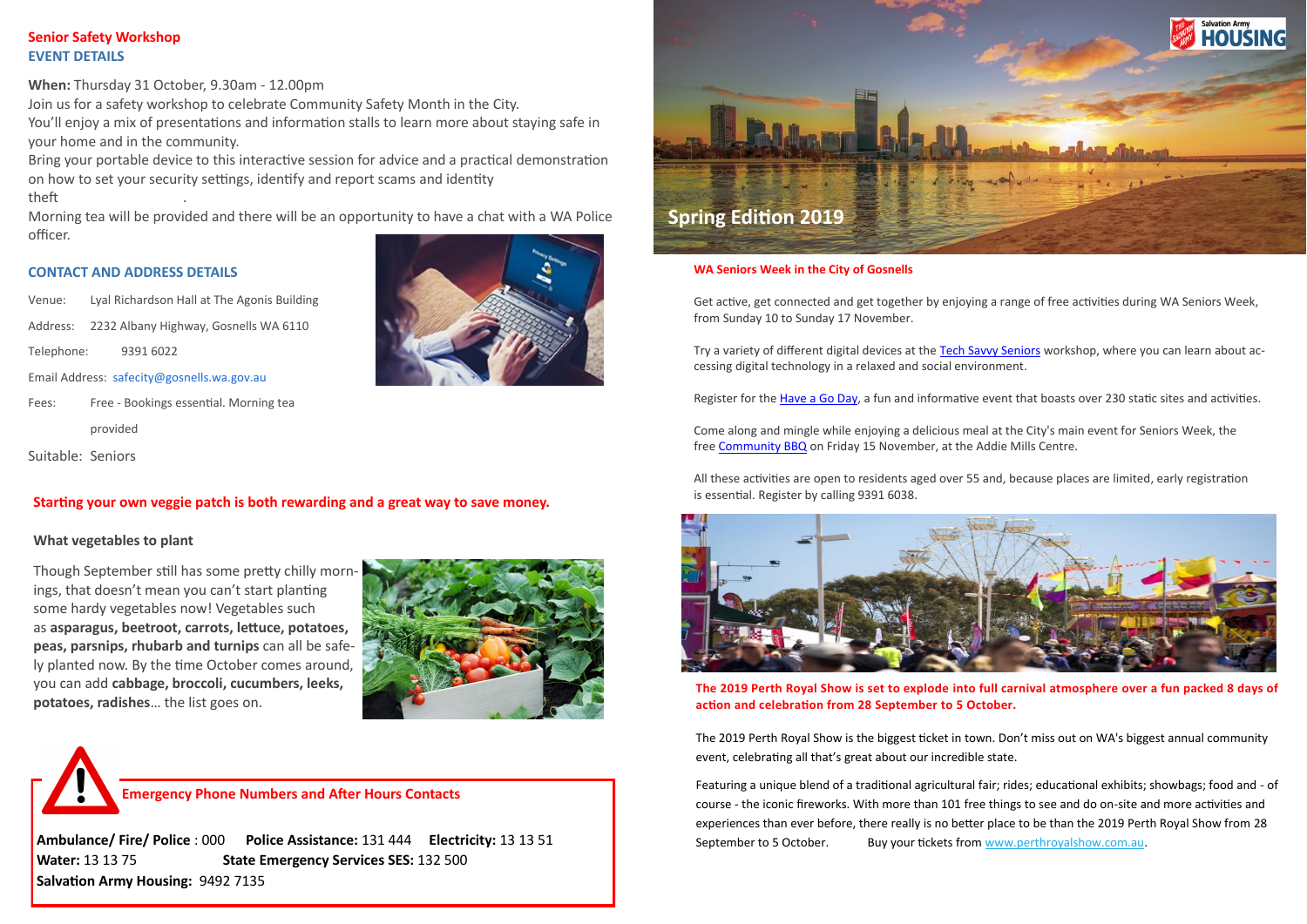## Senior Safety Workshop

### EVENT DETAILS

**When:** Thursday 31 October, 9.30am - 12.00pm

Join us for a safety workshop to celebrate Community Safety Month in the City.

You'll enjoy a mix of presentations and information stalls to learn more about staying safe in your home and in the community.

Bring your portable device to this interactive session for advice and a practical demonstration on how to set your security settings, identify and report scams and identity theft.

Morning tea will be provided and there will be an opportunity to have a chat with a WA Police officer.

### CONTACT AND ADDRESS DETAILS

Venue: Lyal Richardson Hall at The Agonis Building

Address: 2232 Albany Highway, Gosnells WA 6110

Telephone: 9391 6022

Email Address: safecity@gosnells.wa.gov.au

Fees: Free - Bookings essential. Morning tea provided

Suitable: Seniors

## Starting your own veggie patch is both rewarding and a great way to save money.

### What vegetables to plant

Though September still has some pretty chilly mornings, that doesn't mean you can't start planting some hardy vegetables now! Vegetables such as **asparagus, beetroot, carrots, lettuce, potatoes, peas, parsnips, rhubarb and turnips** can all be safely planted now. By the time October comes around, you can add **cabbage, broccoli, cucumbers, leeks, potatoes, radishes**… the list goes on.

## Emergency Phone Numbers and After Hours Contacts

**Ambulance/ Fire/ Police** : 000 **Police Assistance:** 131 444 **Electricity:** 13 13 51

**Water:** 13 13 75 **State Emergency Services SES:** 132 500

**Salvation Army Housing:** 9492 7135

# Spring Edition 2019

## WA Seniors Week in the City of Gosnells

Get active, get connected and get together by enjoying a range of free activities during WA Seniors Week, from Sunday 10 to Sunday 17 November.

Try a variety of different digital devices at the Tech Savvy Seniors workshop, where you can learn about accessing digital technology in a relaxed and social environment.

Register for the Have a Go Day, a fun and informative event that boasts over 230 static sites and activities.

Come along and mingle while enjoying a delicious meal at the City's main event for Seniors Week, the free Community BBQ on Friday 15 November, at the Addie Mills Centre.

All these activities are open to residents aged over 55 and, because places are limited, early registration is essential. Register by calling 9391 6038.

**The 2019 Perth Royal Show is set to explode into full carnival atmosphere over a fun packed 8 days of action and celebration from 28 September to 5 October.**

The 2019 Perth Royal Show is the biggest ticket in town. Don't miss out on WA's biggest annual community event, celebrating all that's great about our incredible state.

Featuring a unique blend of a traditional agricultural fair; rides; educational exhibits; showbags; food and - of course - the iconic fireworks. With more than 101 free things to see and do on-site and more activities and experiences than ever before, there really is no better place to be than the 2019 Perth Royal Show from 28 September to 5 October. Buy your tickets from www.perthroyalshow.com.au.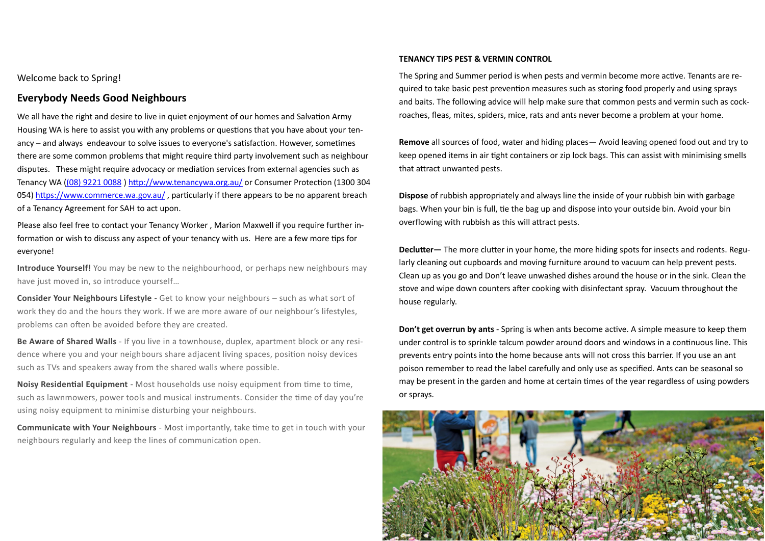Welcome back to Spring!

## Everybody Needs Good Neighbours

We all have the right and desire to live in quiet enjoyment of our homes and Salvation Army Housing WA is here to assist you with any problems or questions that you have about your tenancy – and always endeavour to solve issues to everyone's satisfaction. However, sometimes there are some common problems that might require third party involvement such as neighbour disputes. These might require advocacy or mediation services from external agencies such as Tenancy WA ((08) 9221 0088 ) http://www.tenancywa.org.au/ or Consumer Protection (1300 304 054) https://www.commerce.wa.gov.au/ , particularly if there appears to be no apparent breach of a Tenancy Agreement for SAH to act upon.

Please also feel free to contact your Tenancy Worker , Marion Maxwell if you require further information or wish to discuss any aspect of your tenancy with us. Here are a few more tips for everyone!

**Introduce Yourself!** You may be new to the neighbourhood, or perhaps new neighbours may have just moved in, so introduce yourself…

**Consider Your Neighbours Lifestyle** - Get to know your neighbours – such as what sort of work they do and the hours they work. If we are more aware of our neighbour's lifestyles, problems can often be avoided before they are created.

**Be Aware of Shared Walls** - If you live in a townhouse, duplex, apartment block or any residence where you and your neighbours share adjacent living spaces, position noisy devices such as TVs and speakers away from the shared walls where possible.

**Noisy Residential Equipment** - Most households use noisy equipment from time to time, such as lawnmowers, power tools and musical instruments. Consider the time of day you're using noisy equipment to minimise disturbing your neighbours.

**Communicate with Your Neighbours** - Most importantly, take time to get in touch with your neighbours regularly and keep the lines of communication open.

### TENANCY TIPS PEST & VERMIN CONTROL

The Spring and Summer period is when pests and vermin become more active. Tenants are required to take basic pest prevention measures such as storing food properly and using sprays and baits. The following advice will help make sure that common pests and vermin such as cockroaches, fleas, mites, spiders, mice, rats and ants never become a problem at your home.

**Remove** all sources of food, water and hiding places— Avoid leaving opened food out and try to keep opened items in air tight containers or zip lock bags. This can assist with minimising smells that attract unwanted pests.

**Dispose** of rubbish appropriately and always line the inside of your rubbish bin with garbage bags. When your bin is full, tie the bag up and dispose into your outside bin. Avoid your bin overflowing with rubbish as this will attract pests.

**Declutter—** The more clutter in your home, the more hiding spots for insects and rodents. Regularly cleaning out cupboards and moving furniture around to vacuum can help prevent pests. Clean up as you go and Don't leave unwashed dishes around the house or in the sink. Clean the stove and wipe down counters after cooking with disinfectant spray. Vacuum throughout the house regularly.

**Don't get overrun by ants** - Spring is when ants become active. A simple measure to keep them under control is to sprinkle talcum powder around doors and windows in a continuous line. This prevents entry points into the home because ants will not cross this barrier. If you use an ant poison remember to read the label carefully and only use as specified. Ants can be seasonal so may be present in the garden and home at certain times of the year regardless of using powders or sprays.